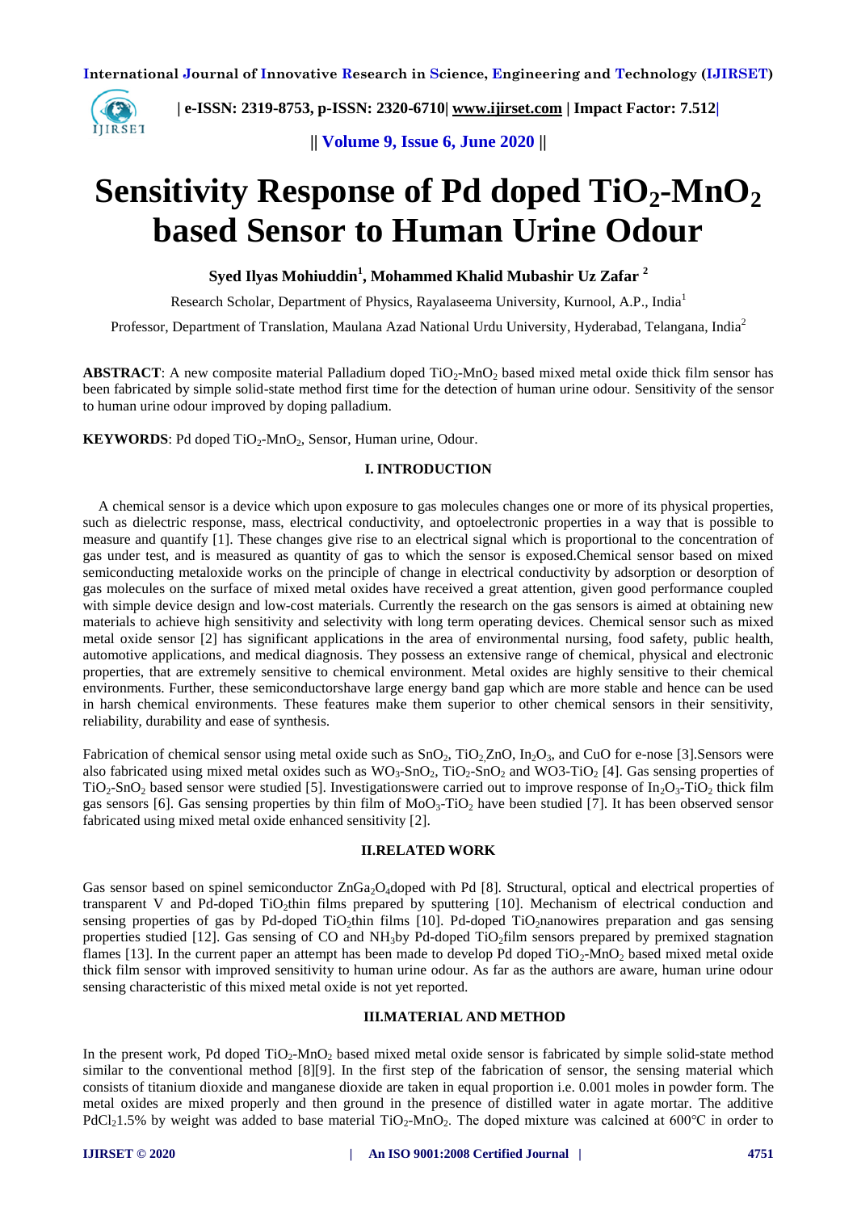# Sensitivity Response of Pd doped $TiO_2$-$MnO_2$ based Sensor to Human Urine Odour

**Syed Ilyas Mohiuddin[1], Mohammed Khalid Mubashir Uz Zafar [2]**

Research Scholar, Department of Physics, Rayalaseema University, Kurnool, A.P., India[1]

Professor, Department of Translation, Maulana Azad National Urdu University, Hyderabad, Telangana, India[2]

**ABSTRACT**: A new composite material Palladium doped $TiO_2$-$MnO_2$ based mixed metal oxide thick film sensor has been fabricated by simple solid-state method first time for the detection of human urine odour. Sensitivity of the sensor to human urine odour improved by doping palladium.

**KEYWORDS**: Pd doped $TiO_2$-$MnO_2$, Sensor, Human urine, Odour.

## I. INTRODUCTION

A chemical sensor is a device which upon exposure to gas molecules changes one or more of its physical properties, such as dielectric response, mass, electrical conductivity, and optoelectronic properties in a way that is possible to measure and quantify [1]. These changes give rise to an electrical signal which is proportional to the concentration of gas under test, and is measured as quantity of gas to which the sensor is exposed.Chemical sensor based on mixed semiconducting metaloxide works on the principle of change in electrical conductivity by adsorption or desorption of gas molecules on the surface of mixed metal oxides have received a great attention, given good performance coupled with simple device design and low-cost materials. Currently the research on the gas sensors is aimed at obtaining new materials to achieve high sensitivity and selectivity with long term operating devices. Chemical sensor such as mixed metal oxide sensor [2] has significant applications in the area of environmental nursing, food safety, public health, automotive applications, and medical diagnosis. They possess an extensive range of chemical, physical and electronic properties, that are extremely sensitive to chemical environment. Metal oxides are highly sensitive to their chemical environments. Further, these semiconductorshave large energy band gap which are more stable and hence can be used in harsh chemical environments. These features make them superior to other chemical sensors in their sensitivity, reliability, durability and ease of synthesis.

Fabrication of chemical sensor using metal oxide such as $SnO_2$, $TiO_2$,ZnO, $In_2O_3$, and CuO for e-nose [3].Sensors were also fabricated using mixed metal oxides such as $WO_3$-$SnO_2$, $TiO_2$-$SnO_2$ and WO3-$TiO_2$ [4]. Gas sensing properties of $TiO_2$-$SnO_2$ based sensor were studied [5]. Investigationswere carried out to improve response of $In_2O_3$-$TiO_2$ thick film gas sensors [6]. Gas sensing properties by thin film of $MoO_3$-$TiO_2$ have been studied [7]. It has been observed sensor fabricated using mixed metal oxide enhanced sensitivity [2].

## II.RELATED WORK

Gas sensor based on spinel semiconductor $ZnGa_2O_4$doped with Pd [8]. Structural, optical and electrical properties of transparent V and Pd-doped $TiO_2$thin films prepared by sputtering [10]. Mechanism of electrical conduction and sensing properties of gas by Pd-doped $TiO_2$thin films [10]. Pd-doped $TiO_2$nanowires preparation and gas sensing properties studied [12]. Gas sensing of CO and $NH_3$by Pd-doped $TiO_2$film sensors prepared by premixed stagnation flames [13]. In the current paper an attempt has been made to develop Pd doped $TiO_2$-$MnO_2$ based mixed metal oxide thick film sensor with improved sensitivity to human urine odour. As far as the authors are aware, human urine odour sensing characteristic of this mixed metal oxide is not yet reported.

## III.MATERIAL AND METHOD

In the present work, Pd doped $TiO_2$-$MnO_2$ based mixed metal oxide sensor is fabricated by simple solid-state method similar to the conventional method [8][9]. In the first step of the fabrication of sensor, the sensing material which consists of titanium dioxide and manganese dioxide are taken in equal proportion i.e. 0.001 moles in powder form. The metal oxides are mixed properly and then ground in the presence of distilled water in agate mortar. The additive $PdCl_2$1.5% by weight was added to base material $TiO_2$-$MnO_2$. The doped mixture was calcined at 600℃ in order to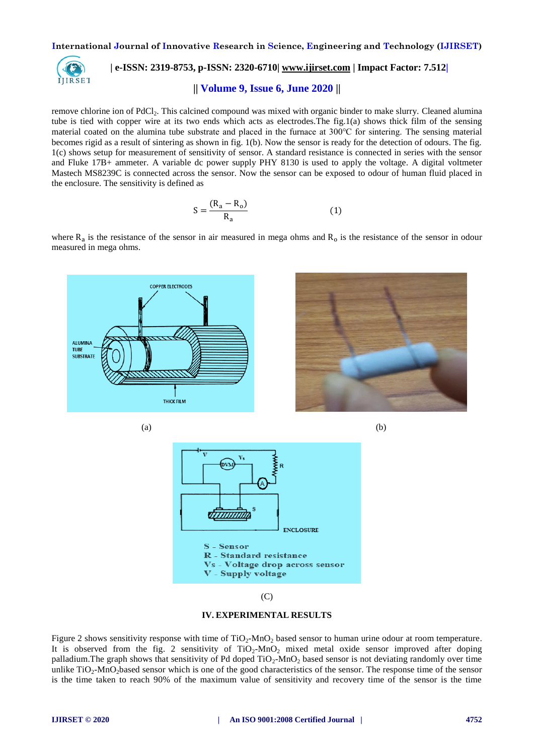remove chlorine ion of $PdCl_2$. This calcined compound was mixed with organic binder to make slurry. Cleaned alumina tube is tied with copper wire at its two ends which acts as electrodes.The fig.1(a) shows thick film of the sensing material coated on the alumina tube substrate and placed in the furnace at 300°C for sintering. The sensing material becomes rigid as a result of sintering as shown in fig. 1(b). Now the sensor is ready for the detection of odours. The fig. 1(c) shows setup for measurement of sensitivity of sensor. A standard resistance is connected in series with the sensor and Fluke 17B+ ammeter. A variable dc power supply PHY 8130 is used to apply the voltage. A digital voltmeter Mastech MS8239C is connected across the sensor. Now the sensor can be exposed to odour of human fluid placed in the enclosure. The sensitivity is defined as

$$S = \frac{(R_a - R_o)}{R_a} \qquad (1)$$

where $R_a$ is the resistance of the sensor in air measured in mega ohms and $R_o$ is the resistance of the sensor in odour measured in mega ohms.

(a)

(b)

(C)

## IV. EXPERIMENTAL RESULTS

Figure 2 shows sensitivity response with time of $TiO_2$-$MnO_2$ based sensor to human urine odour at room temperature. It is observed from the fig. 2 sensitivity of $TiO_2$-$MnO_2$ mixed metal oxide sensor improved after doping palladium.The graph shows that sensitivity of Pd doped $TiO_2$-$MnO_2$ based sensor is not deviating randomly over time unlike $TiO_2$-$MnO_2$based sensor which is one of the good characteristics of the sensor. The response time of the sensor is the time taken to reach 90% of the maximum value of sensitivity and recovery time of the sensor is the time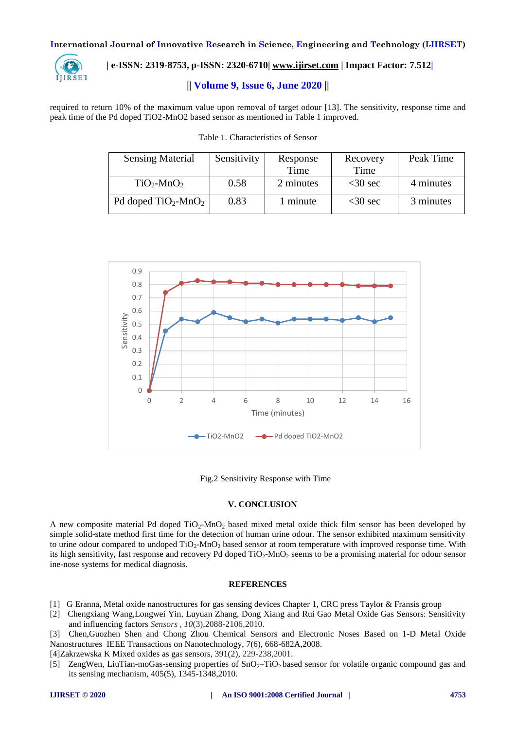required to return 10% of the maximum value upon removal of target odour [13]. The sensitivity, response time and peak time of the Pd doped TiO2-MnO2 based sensor as mentioned in Table 1 improved.

Table 1. Characteristics of Sensor

| Sensing Material | Sensitivity | Response Time | Recovery Time | Peak Time |
|---|---|---|---|---|
| $TiO_2$-$MnO_2$ | 0.58 | 2 minutes | <30 sec | 4 minutes |
| Pd doped $TiO_2$-$MnO_2$ | 0.83 | 1 minute | <30 sec | 3 minutes |

Fig.2 Sensitivity Response with Time

## V. CONCLUSION

A new composite material Pd doped $TiO_2$-$MnO_2$ based mixed metal oxide thick film sensor has been developed by simple solid-state method first time for the detection of human urine odour. The sensor exhibited maximum sensitivity to urine odour compared to undoped $TiO_2$-$MnO_2$ based sensor at room temperature with improved response time. With its high sensitivity, fast response and recovery Pd doped $TiO_2$-$MnO_2$ seems to be a promising material for odour sensor ine-nose systems for medical diagnosis.

## REFERENCES

[1] G Eranna, Metal oxide nanostructures for gas sensing devices Chapter 1, CRC press Taylor & Fransis group

[2] Chengxiang Wang,Longwei Yin, Luyuan Zhang, Dong Xiang and Rui Gao Metal Oxide Gas Sensors: Sensitivity and influencing factors *Sensors* , *10*(3),2088-2106,2010.

[3] Chen,Guozhen Shen and Chong Zhou Chemical Sensors and Electronic Noses Based on 1-D Metal Oxide Nanostructures IEEE Transactions on Nanotechnology, 7(6), 668-682A,2008.

[4]Zakrzewska K Mixed oxides as gas sensors, 391(2), 229-238,2001.

[5] ZengWen, LiuTian-moGas-sensing properties of $SnO_2$–$TiO_2$ based sensor for volatile organic compound gas and its sensing mechanism, 405(5), 1345-1348,2010.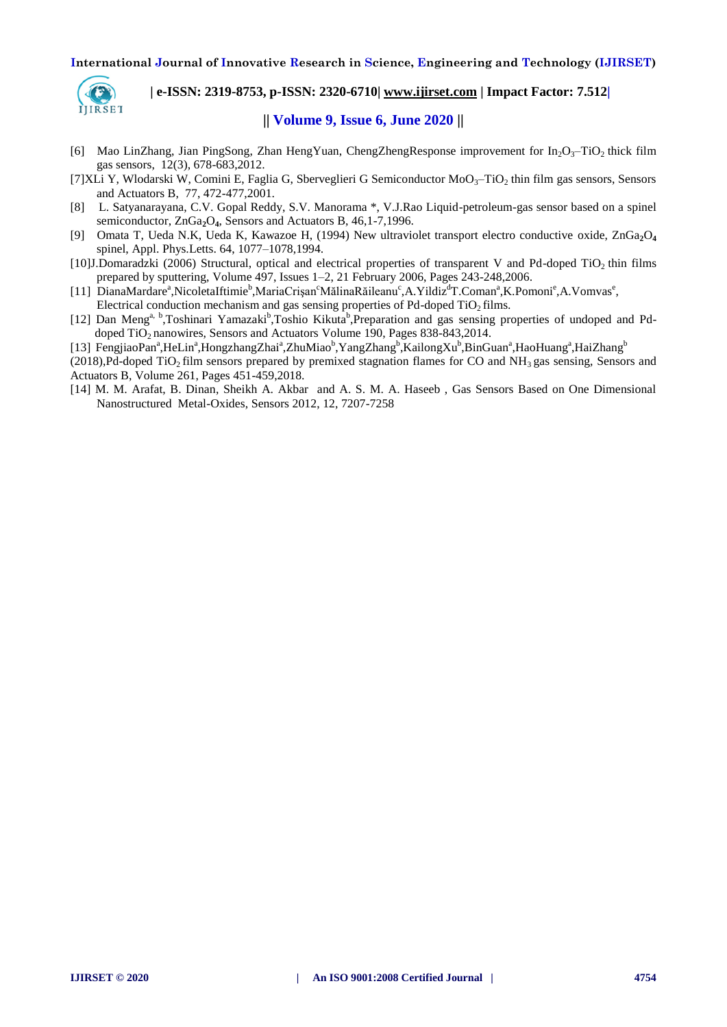[6] Mao LinZhang, Jian PingSong, Zhan HengYuan, ChengZhengResponse improvement for $In_2O_3$–$TiO_2$ thick film gas sensors, 12(3), 678-683,2012.

[7]XLi Y, Wlodarski W, Comini E, Faglia G, Sberveglieri G Semiconductor $MoO_3$–$TiO_2$ thin film gas sensors, Sensors and Actuators B, 77, 472-477,2001.

[8] L. Satyanarayana, C.V. Gopal Reddy, S.V. Manorama *, V.J.Rao Liquid-petroleum-gas sensor based on a spinel semiconductor, $ZnGa_2O_4$, Sensors and Actuators B, 46,1-7,1996.

[9] Omata T, Ueda N.K, Ueda K, Kawazoe H, (1994) New ultraviolet transport electro conductive oxide, $ZnGa_2O_4$ spinel, Appl. Phys.Letts. 64, 1077–1078,1994.

[10]J.Domaradzki (2006) Structural, optical and electrical properties of transparent V and Pd-doped $TiO_2$ thin films prepared by sputtering, Volume 497, Issues 1–2, 21 February 2006, Pages 243-248,2006.

[11] DianaMardare[a],NicoletaIftimie[b],MariaCrişan[c]MălinaRăileanu[c],A.Yildiz[d]T.Coman[a],K.Pomoni[e],A.Vomvas[e], Electrical conduction mechanism and gas sensing properties of Pd-doped $TiO_2$ films.

[12] Dan Meng[a, b],Toshinari Yamazaki[b],Toshio Kikuta[b],Preparation and gas sensing properties of undoped and Pd-doped $TiO_2$ nanowires, Sensors and Actuators Volume 190, Pages 838-843,2014.

[13] FengjiaoPan[a],HeLin[a],HongzhangZhai[a],ZhuMiao[b],YangZhang[b],KailongXu[b],BinGuan[a],HaoHuang[a],HaiZhang[b] (2018),Pd-doped $TiO_2$ film sensors prepared by premixed stagnation flames for CO and $NH_3$ gas sensing, Sensors and Actuators B, Volume 261, Pages 451-459,2018.

[14] M. M. Arafat, B. Dinan, Sheikh A. Akbar and A. S. M. A. Haseeb , Gas Sensors Based on One Dimensional Nanostructured Metal-Oxides, Sensors 2012, 12, 7207-7258